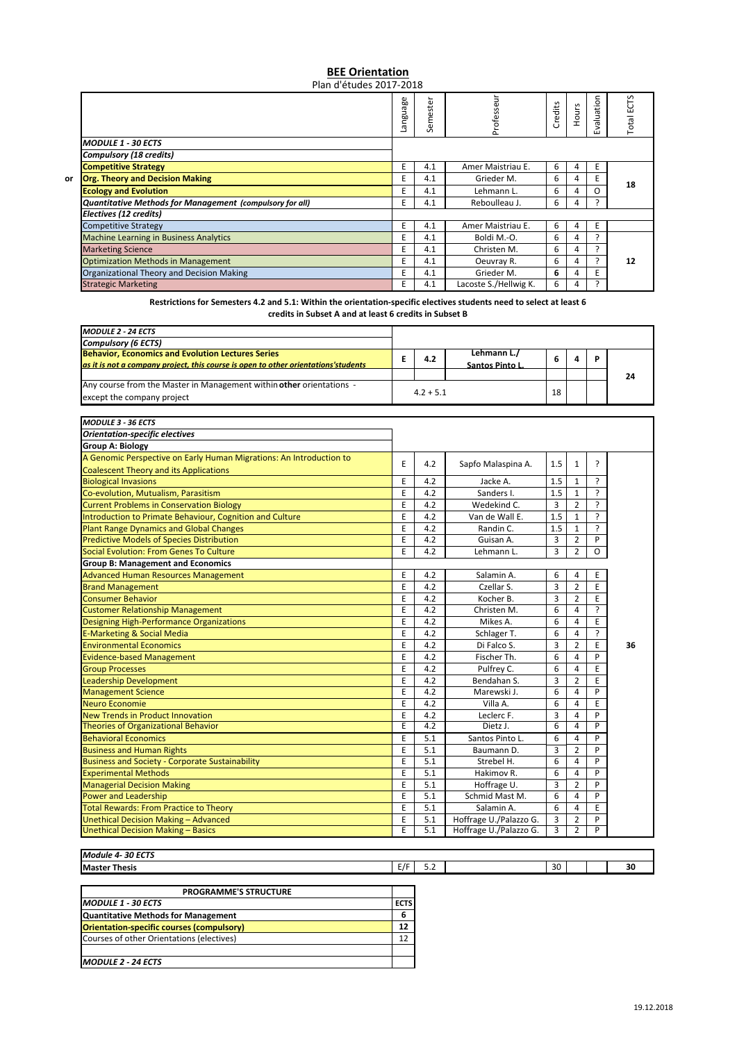# BEE Orientation

Plan d'études 2017-2018

| | Language | Semester | Professeur | Credits | Hours | Evaluation | Total ECTS |
|---|---|---|---|---|---|---|---|
| ***MODULE 1 - 30 ECTS*** | | | | | | | |
| ***Compulsory (18 credits)*** | | | | | | | |
| **Competitive Strategy** | E | 4.1 | Amer Maistriau E. | 6 | 4 | E | 18 |
| or **Org. Theory and Decision Making** | E | 4.1 | Grieder M. | 6 | 4 | E | |
| **Ecology and Evolution** | E | 4.1 | Lehmann L. | 6 | 4 | O | |
| ***Quantitative Methods for Management** (compulsory for all)* | E | 4.1 | Reboulleau J. | 6 | 4 | ? | |
| ***Electives (12 credits)*** | | | | | | | |
| Competitive Strategy | E | 4.1 | Amer Maistriau E. | 6 | 4 | E | 12 |
| Machine Learning in Business Analytics | E | 4.1 | Boldi M.-O. | 6 | 4 | ? | |
| Marketing Science | E | 4.1 | Christen M. | 6 | 4 | ? | |
| Optimization Methods in Management | E | 4.1 | Oeuvray R. | 6 | 4 | ? | |
| Organizational Theory and Decision Making | E | 4.1 | Grieder M. | 6 | 4 | E | |
| Strategic Marketing | E | 4.1 | Lacoste S./Hellwig K. | 6 | 4 | ? | |

**Restrictions for Semesters 4.2 and 5.1: Within the orientation-specific electives students need to select at least 6 credits in Subset A and at least 6 credits in Subset B**

| | Language | Semester | Professeur | Credits | Hours | Evaluation | Total ECTS |
|---|---|---|---|---|---|---|---|
| ***MODULE 2 - 24 ECTS*** | | | | | | | |
| ***Compulsory (6 ECTS)*** | | | | | | | |
| **Behavior, Economics and Evolution Lectures Series** *as it is not a company project, this course is open to other orientations'students* | E | 4.2 | Lehmann L./ Santos Pinto L. | 6 | 4 | P | 24 |
| Any course from the Master in Management within **other** orientations - except the company project | | 4.2 + 5.1 | | 18 | | | |

| | Language | Semester | Professeur | Credits | Hours | Evaluation | Total ECTS |
|---|---|---|---|---|---|---|---|
| ***MODULE 3 - 36 ECTS*** | | | | | | | |
| ***Orientation-specific electives*** | | | | | | | |
| **Group A: Biology** | | | | | | | |
| A Genomic Perspective on Early Human Migrations: An Introduction to Coalescent Theory and its Applications | E | 4.2 | Sapfo Malaspina A. | 1.5 | 1 | ? | 36 |
| Biological Invasions | E | 4.2 | Jacke A. | 1.5 | 1 | ? | |
| Co-evolution, Mutualism, Parasitism | E | 4.2 | Sanders I. | 1.5 | 1 | ? | |
| Current Problems in Conservation Biology | E | 4.2 | Wedekind C. | 3 | 2 | ? | |
| Introduction to Primate Behaviour, Cognition and Culture | E | 4.2 | Van de Wall E. | 1.5 | 1 | ? | |
| Plant Range Dynamics and Global Changes | E | 4.2 | Randin C. | 1.5 | 1 | ? | |
| Predictive Models of Species Distribution | E | 4.2 | Guisan A. | 3 | 2 | P | |
| Social Evolution: From Genes To Culture | E | 4.2 | Lehmann L. | 3 | 2 | O | |
| **Group B: Management and Economics** | | | | | | | |
| Advanced Human Resources Management | E | 4.2 | Salamin A. | 6 | 4 | E | |
| Brand Management | E | 4.2 | Czellar S. | 3 | 2 | E | |
| Consumer Behavior | E | 4.2 | Kocher B. | 3 | 2 | E | |
| Customer Relationship Management | E | 4.2 | Christen M. | 6 | 4 | ? | |
| Designing High-Performance Organizations | E | 4.2 | Mikes A. | 6 | 4 | E | |
| E-Marketing & Social Media | E | 4.2 | Schlager T. | 6 | 4 | ? | |
| Environmental Economics | E | 4.2 | Di Falco S. | 3 | 2 | E | |
| Evidence-based Management | E | 4.2 | Fischer Th. | 6 | 4 | P | |
| Group Processes | E | 4.2 | Pulfrey C. | 6 | 4 | E | |
| Leadership Development | E | 4.2 | Bendahan S. | 3 | 2 | E | |
| Management Science | E | 4.2 | Marewski J. | 6 | 4 | P | |
| Neuro Economie | E | 4.2 | Villa A. | 6 | 4 | E | |
| New Trends in Product Innovation | E | 4.2 | Leclerc F. | 3 | 4 | P | |
| Theories of Organizational Behavior | E | 4.2 | Dietz J. | 6 | 4 | P | |
| Behavioral Economics | E | 5.1 | Santos Pinto L. | 6 | 4 | P | |
| Business and Human Rights | E | 5.1 | Baumann D. | 3 | 2 | P | |
| Business and Society - Corporate Sustainability | E | 5.1 | Strebel H. | 6 | 4 | P | |
| Experimental Methods | E | 5.1 | Hakimov R. | 6 | 4 | P | |
| Managerial Decision Making | E | 5.1 | Hoffrage U. | 3 | 2 | P | |
| Power and Leadership | E | 5.1 | Schmid Mast M. | 6 | 4 | P | |
| Total Rewards: From Practice to Theory | E | 5.1 | Salamin A. | 6 | 4 | E | |
| Unethical Decision Making – Advanced | E | 5.1 | Hoffrage U./Palazzo G. | 3 | 2 | P | |
| Unethical Decision Making – Basics | E | 5.1 | Hoffrage U./Palazzo G. | 3 | 2 | P | |

| | Language | Semester | Professeur | Credits | Hours | Evaluation | Total ECTS |
|---|---|---|---|---|---|---|---|
| ***Module 4- 30 ECTS*** | | | | | | | |
| **Master Thesis** | E/F | 5.2 | | 30 | | | 30 |

| PROGRAMME'S STRUCTURE | |
|---|---|
| ***MODULE 1 - 30 ECTS*** | **ECTS** |
| **Quantitative Methods for Management** | **6** |
| **Orientation-specific courses (compulsory)** | **12** |
| Courses of other Orientations (electives) | 12 |
| | |
| ***MODULE 2 - 24 ECTS*** | |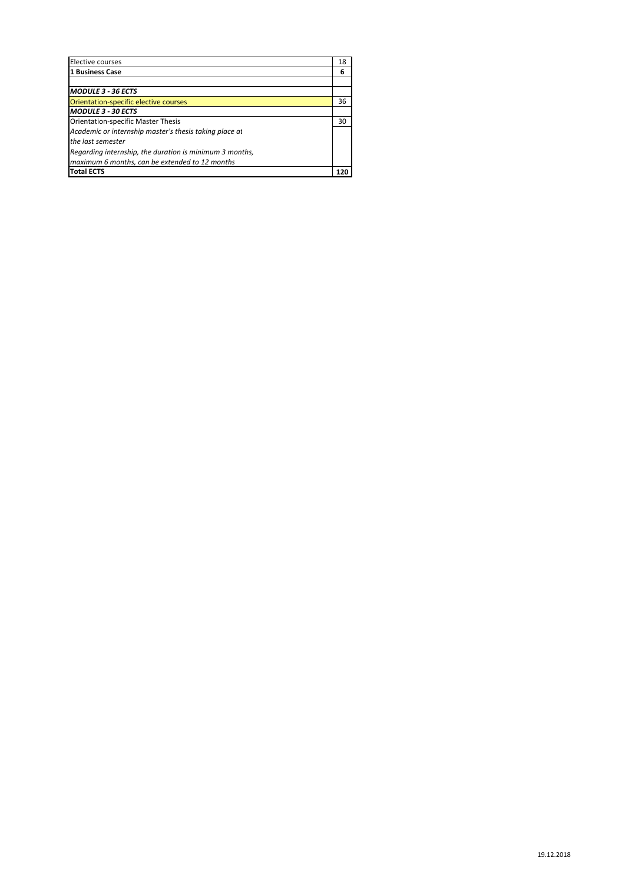| | |
|---|---|
| Elective courses | 18 |
| **1 Business Case** | **6** |
| | |
| ***MODULE 3 - 36 ECTS*** | |
| Orientation-specific elective courses | 36 |
| ***MODULE 3 - 30 ECTS*** | |
| Orientation-specific Master Thesis | 30 |
| *Academic or internship master's thesis taking place at the last semester* | |
| *Regarding internship, the duration is minimum 3 months, maximum 6 months, can be extended to 12 months* | |
| **Total ECTS** | **120** |

19.12.2018